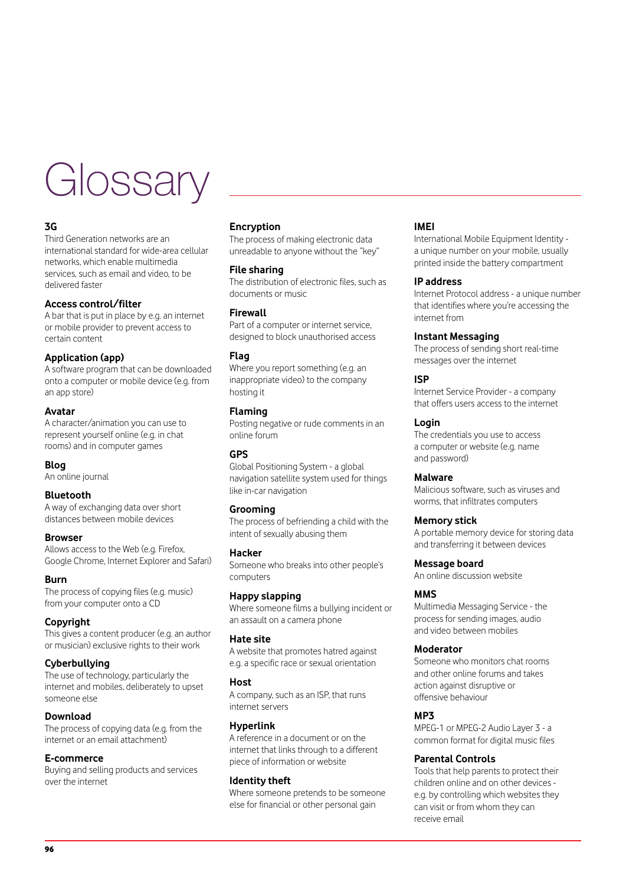# Glossary

**3G**
Third Generation networks are an international standard for wide-area cellular networks, which enable multimedia services, such as email and video, to be delivered faster

**Access control/filter**
A bar that is put in place by e.g. an internet or mobile provider to prevent access to certain content

**Application (app)**
A software program that can be downloaded onto a computer or mobile device (e.g. from an app store)

**Avatar**
A character/animation you can use to represent yourself online (e.g. in chat rooms) and in computer games

**Blog**
An online journal

**Bluetooth**
A way of exchanging data over short distances between mobile devices

**Browser**
Allows access to the Web (e.g. Firefox, Google Chrome, Internet Explorer and Safari)

**Burn**
The process of copying files (e.g. music) from your computer onto a CD

**Copyright**
This gives a content producer (e.g. an author or musician) exclusive rights to their work

**Cyberbullying**
The use of technology, particularly the internet and mobiles, deliberately to upset someone else

**Download**
The process of copying data (e.g. from the internet or an email attachment)

**E-commerce**
Buying and selling products and services over the internet

**Encryption**
The process of making electronic data unreadable to anyone without the "key"

**File sharing**
The distribution of electronic files, such as documents or music

**Firewall**
Part of a computer or internet service, designed to block unauthorised access

**Flag**
Where you report something (e.g. an inappropriate video) to the company hosting it

**Flaming**
Posting negative or rude comments in an online forum

**GPS**
Global Positioning System - a global navigation satellite system used for things like in-car navigation

**Grooming**
The process of befriending a child with the intent of sexually abusing them

**Hacker**
Someone who breaks into other people's computers

**Happy slapping**
Where someone films a bullying incident or an assault on a camera phone

**Hate site**
A website that promotes hatred against e.g. a specific race or sexual orientation

**Host**
A company, such as an ISP, that runs internet servers

**Hyperlink**
A reference in a document or on the internet that links through to a different piece of information or website

**Identity theft**
Where someone pretends to be someone else for financial or other personal gain

**IMEI**
International Mobile Equipment Identity - a unique number on your mobile, usually printed inside the battery compartment

**IP address**
Internet Protocol address - a unique number that identifies where you're accessing the internet from

**Instant Messaging**
The process of sending short real-time messages over the internet

**ISP**
Internet Service Provider - a company that offers users access to the internet

**Login**
The credentials you use to access a computer or website (e.g. name and password)

**Malware**
Malicious software, such as viruses and worms, that infiltrates computers

**Memory stick**
A portable memory device for storing data and transferring it between devices

**Message board**
An online discussion website

**MMS**
Multimedia Messaging Service - the process for sending images, audio and video between mobiles

**Moderator**
Someone who monitors chat rooms and other online forums and takes action against disruptive or offensive behaviour

**MP3**
MPEG-1 or MPEG-2 Audio Layer 3 - a common format for digital music files

**Parental Controls**
Tools that help parents to protect their children online and on other devices - e.g. by controlling which websites they can visit or from whom they can receive email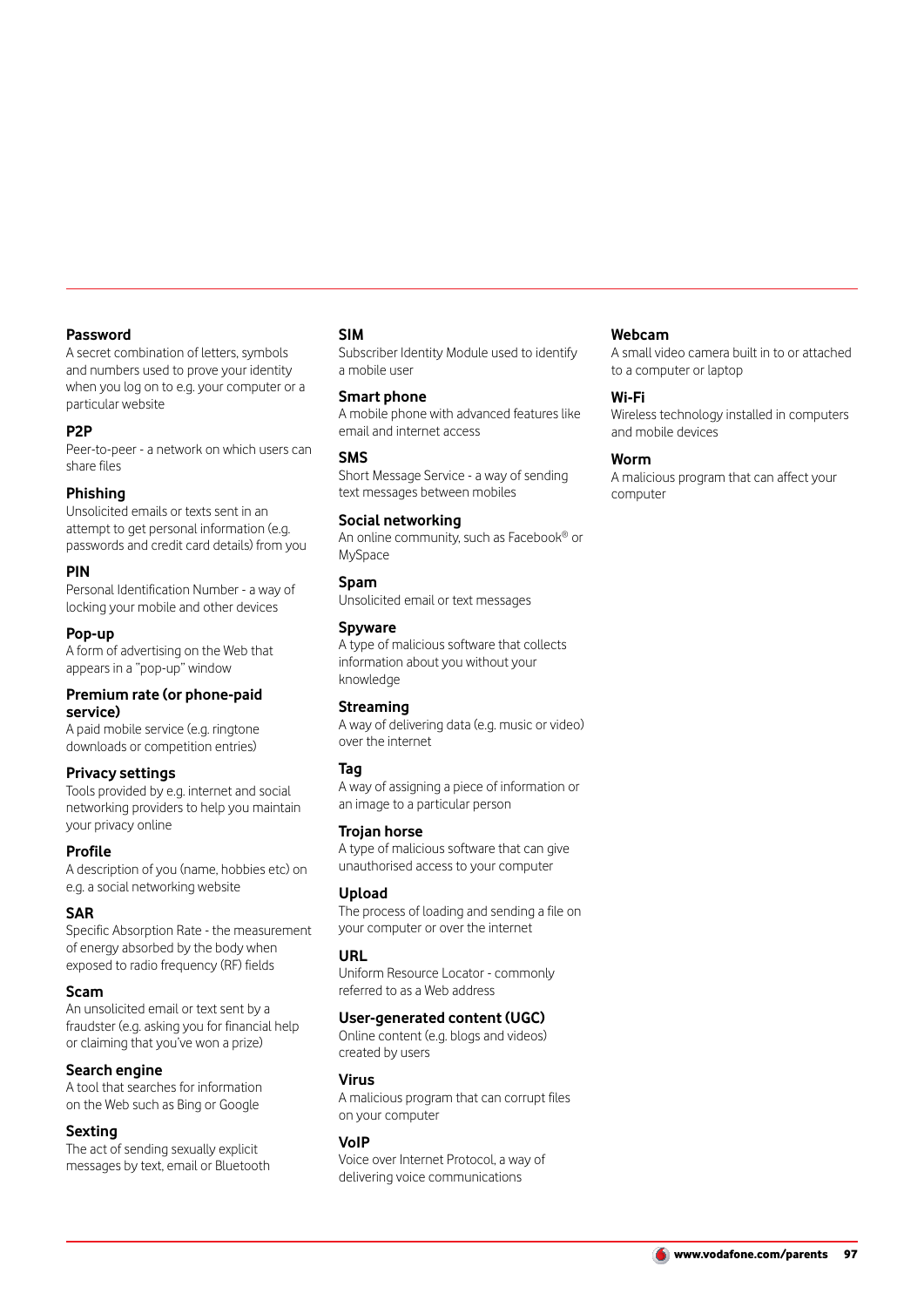**Password**
A secret combination of letters, symbols and numbers used to prove your identity when you log on to e.g. your computer or a particular website

**P2P**
Peer-to-peer - a network on which users can share files

**Phishing**
Unsolicited emails or texts sent in an attempt to get personal information (e.g. passwords and credit card details) from you

**PIN**
Personal Identification Number - a way of locking your mobile and other devices

**Pop-up**
A form of advertising on the Web that appears in a "pop-up" window

**Premium rate (or phone-paid service)**
A paid mobile service (e.g. ringtone downloads or competition entries)

**Privacy settings**
Tools provided by e.g. internet and social networking providers to help you maintain your privacy online

**Profile**
A description of you (name, hobbies etc) on e.g. a social networking website

**SAR**
Specific Absorption Rate - the measurement of energy absorbed by the body when exposed to radio frequency (RF) fields

**Scam**
An unsolicited email or text sent by a fraudster (e.g. asking you for financial help or claiming that you've won a prize)

**Search engine**
A tool that searches for information on the Web such as Bing or Google

**Sexting**
The act of sending sexually explicit messages by text, email or Bluetooth

**SIM**
Subscriber Identity Module used to identify a mobile user

**Smart phone**
A mobile phone with advanced features like email and internet access

**SMS**
Short Message Service - a way of sending text messages between mobiles

**Social networking**
An online community, such as Facebook® or MySpace

**Spam**
Unsolicited email or text messages

**Spyware**
A type of malicious software that collects information about you without your knowledge

**Streaming**
A way of delivering data (e.g. music or video) over the internet

**Tag**
A way of assigning a piece of information or an image to a particular person

**Trojan horse**
A type of malicious software that can give unauthorised access to your computer

**Upload**
The process of loading and sending a file on your computer or over the internet

**URL**
Uniform Resource Locator - commonly referred to as a Web address

**User-generated content (UGC)**
Online content (e.g. blogs and videos) created by users

**Virus**
A malicious program that can corrupt files on your computer

**VoIP**
Voice over Internet Protocol, a way of delivering voice communications

**Webcam**
A small video camera built in to or attached to a computer or laptop

**Wi-Fi**
Wireless technology installed in computers and mobile devices

**Worm**
A malicious program that can affect your computer